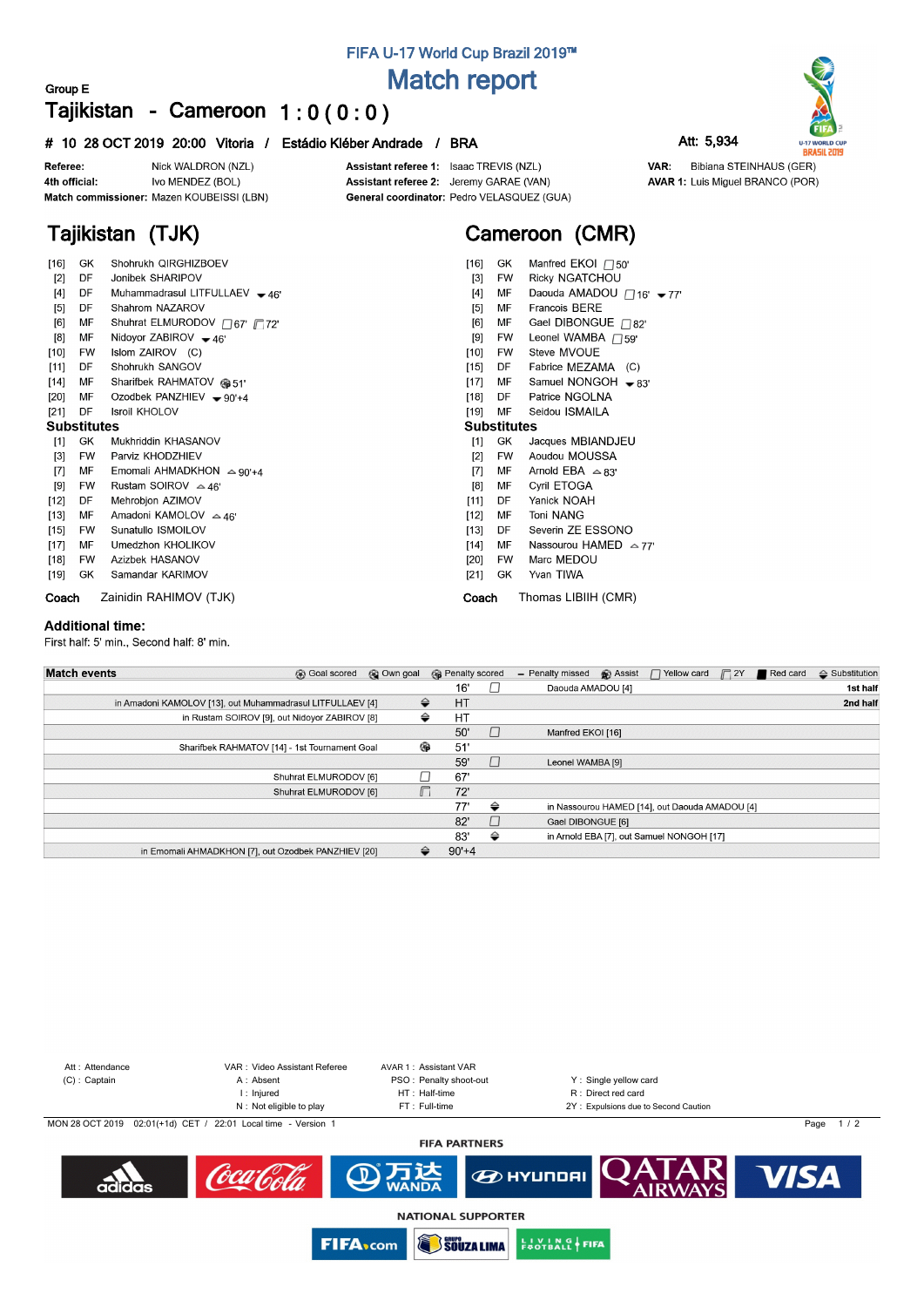# FIFA U-17 World Cup Brazil 2019™

## Match report

Group E

## Tajikistan - Cameroon 1 : 0 ( 0 : 0 )

**# 10 28 OCT 2019 20:00 Vitoria / Estádio Kléber Andrade / BRA** Att: 5,934

| | | | | | |
|---|---|---|---|---|---|
| **Referee:** | Nick WALDRON (NZL) | **Assistant referee 1:** | Isaac TREVIS (NZL) | **VAR:** | Bibiana STEINHAUS (GER) |
| **4th official:** | Ivo MENDEZ (BOL) | **Assistant referee 2:** | Jeremy GARAE (VAN) | **AVAR 1:** | Luis Miguel BRANCO (POR) |
| **Match commissioner:** | Mazen KOUBEISSI (LBN) | **General coordinator:** | Pedro VELASQUEZ (GUA) | | |

## Tajikistan (TJK)

| No. | Pos | Name | Events |
|---|---|---|---|
| [16] | GK | Shohrukh QIRGHIZBOEV | |
| [2] | DF | Jonibek SHARIPOV | |
| [4] | DF | Muhammadrasul LITFULLAEV | out 46' |
| [5] | DF | Shahrom NAZAROV | |
| [6] | MF | Shuhrat ELMURODOV | Y 67', 2Y 72' |
| [8] | MF | Nidoyor ZABIROV | out 46' |
| [10] | FW | Islom ZAIROV (C) | |
| [11] | DF | Shohrukh SANGOV | |
| [14] | MF | Sharifbek RAHMATOV | Goal 51' |
| [20] | MF | Ozodbek PANZHIEV | out 90'+4 |
| [21] | DF | Isroil KHOLOV | |

**Substitutes**

| No. | Pos | Name | Events |
|---|---|---|---|
| [1] | GK | Mukhriddin KHASANOV | |
| [3] | FW | Parviz KHODZHIEV | |
| [7] | MF | Emomali AHMADKHON | in 90'+4 |
| [9] | FW | Rustam SOIROV | in 46' |
| [12] | DF | Mehrobjon AZIMOV | |
| [13] | MF | Amadoni KAMOLOV | in 46' |
| [15] | FW | Sunatullo ISMOILOV | |
| [17] | MF | Umedzhon KHOLIKOV | |
| [18] | FW | Azizbek HASANOV | |
| [19] | GK | Samandar KARIMOV | |

**Coach** Zainidin RAHIMOV (TJK)

## Cameroon (CMR)

| No. | Pos | Name | Events |
|---|---|---|---|
| [16] | GK | Manfred EKOI | Y 50' |
| [3] | FW | Ricky NGATCHOU | |
| [4] | MF | Daouda AMADOU | Y 16', out 77' |
| [5] | MF | Francois BERE | |
| [6] | MF | Gael DIBONGUE | Y 82' |
| [9] | FW | Leonel WAMBA | Y 59' |
| [10] | FW | Steve MVOUE | |
| [15] | DF | Fabrice MEZAMA (C) | |
| [17] | MF | Samuel NONGOH | out 83' |
| [18] | DF | Patrice NGOLNA | |
| [19] | MF | Seidou ISMAILA | |

**Substitutes**

| No. | Pos | Name | Events |
|---|---|---|---|
| [1] | GK | Jacques MBIANDJEU | |
| [2] | FW | Aoudou MOUSSA | |
| [7] | MF | Arnold EBA | in 83' |
| [8] | MF | Cyril ETOGA | |
| [11] | DF | Yanick NOAH | |
| [12] | MF | Toni NANG | |
| [13] | DF | Severin ZE ESSONO | |
| [14] | MF | Nassourou HAMED | in 77' |
| [20] | FW | Marc MEDOU | |
| [21] | GK | Yvan TIWA | |

**Coach** Thomas LIBIIH (CMR)

### Additional time:

First half: 5' min., Second half: 8' min.

## Match events

Legend: Goal scored, Own goal, Penalty scored, Penalty missed, Assist, Yellow card, 2Y, Red card, Substitution

| Tajikistan | Event | Minute | Event | Cameroon |
|---|---|---|---|---|
| | | 16' | Yellow card | Daouda AMADOU [4] |
| | | | | **1st half** |
| | | | | **2nd half** |
| in Amadoni KAMOLOV [13], out Muhammadrasul LITFULLAEV [4] | Substitution | HT | | |
| in Rustam SOIROV [9], out Nidoyor ZABIROV [8] | Substitution | HT | | |
| | | 50' | Yellow card | Manfred EKOI [16] |
| Sharifbek RAHMATOV [14] - 1st Tournament Goal | Goal scored | 51' | | |
| | | 59' | Yellow card | Leonel WAMBA [9] |
| Shuhrat ELMURODOV [6] | Yellow card | 67' | | |
| Shuhrat ELMURODOV [6] | 2Y | 72' | | |
| | | 77' | Substitution | in Nassourou HAMED [14], out Daouda AMADOU [4] |
| | | 82' | Yellow card | Gael DIBONGUE [6] |
| | | 83' | Substitution | in Arnold EBA [7], out Samuel NONGOH [17] |
| in Emomali AHMADKHON [7], out Ozodbek PANZHIEV [20] | Substitution | 90'+4 | | |

Att : Attendance
(C) : Captain
VAR : Video Assistant Referee
A : Absent
I : Injured
N : Not eligible to play
AVAR 1 : Assistant VAR
PSO : Penalty shoot-out
HT : Half-time
FT : Full-time
Y : Single yellow card
R : Direct red card
2Y : Expulsions due to Second Caution

MON 28 OCT 2019 02:01(+1d) CET / 22:01 Local time - Version 1

FIFA PARTNERS

NATIONAL SUPPORTER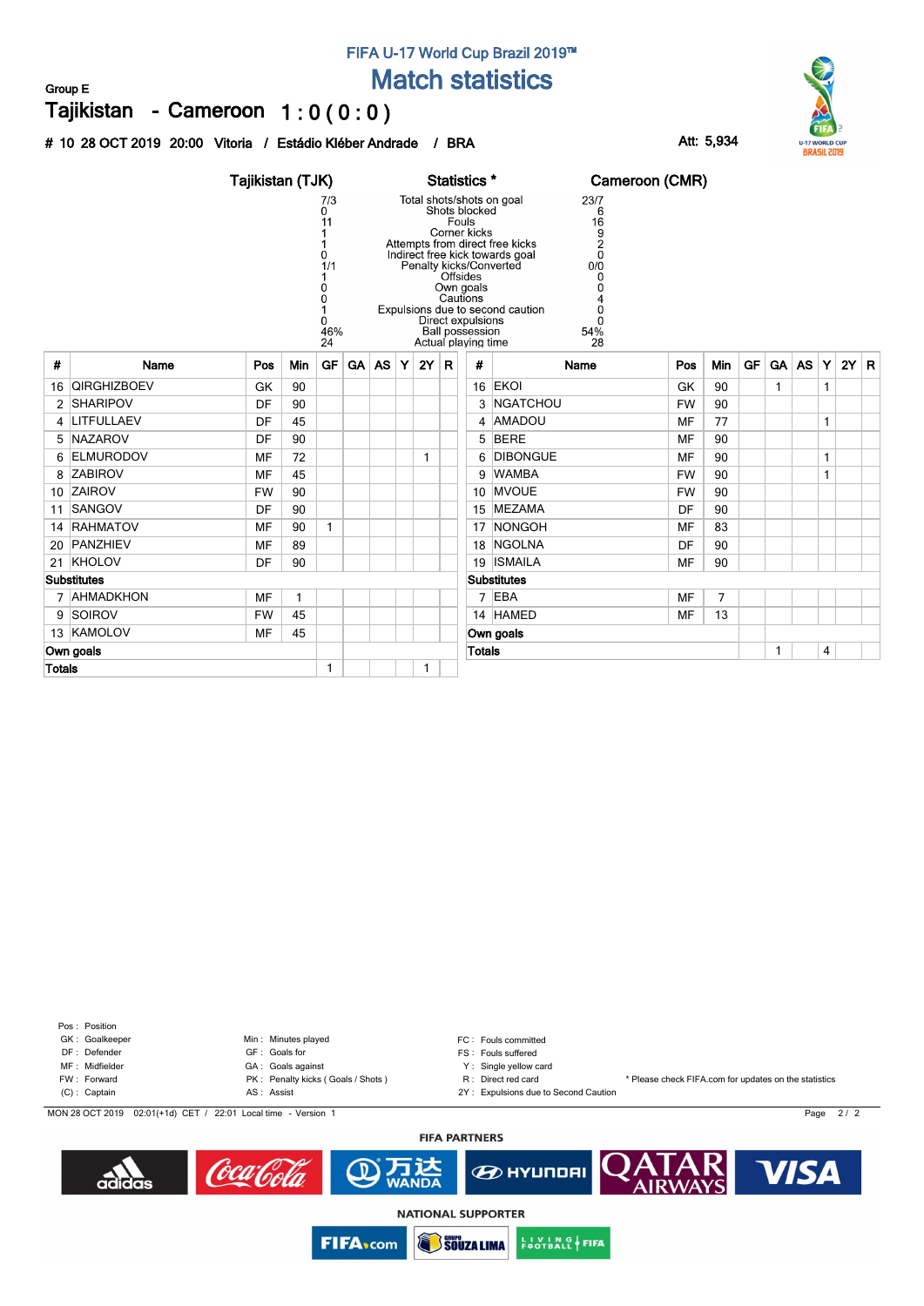FIFA U-17 World Cup Brazil 2019™

# Match statistics

Group E

## Tajikistan - Cameroon 1 : 0 ( 0 : 0 )

# 10 28 OCT 2019 20:00 Vitoria / Estádio Kléber Andrade / BRA

Att: 5,934

| Tajikistan (TJK) | Statistics * | Cameroon (CMR) |
|---|---|---|
| 7/3 | Total shots/shots on goal | 23/7 |
| 0 | Shots blocked | 6 |
| 11 | Fouls | 16 |
| 1 | Corner kicks | 9 |
| 1 | Attempts from direct free kicks | 2 |
| 0 | Indirect free kick towards goal | 0 |
| 1/1 | Penalty kicks/Converted | 0/0 |
| 1 | Offsides | 0 |
| 0 | Own goals | 0 |
| 0 | Cautions | 4 |
| 1 | Expulsions due to second caution | 0 |
| 0 | Direct expulsions | 0 |
| 46% | Ball possession | 54% |
| 24 | Actual playing time | 28 |

| # | Name | Pos | Min | GF | GA | AS | Y | 2Y | R |
|---|---|---|---|---|---|---|---|---|---|
| 16 | QIRGHIZBOEV | GK | 90 | | | | | | |
| 2 | SHARIPOV | DF | 90 | | | | | | |
| 4 | LITFULLAEV | DF | 45 | | | | | | |
| 5 | NAZAROV | DF | 90 | | | | | | |
| 6 | ELMURODOV | MF | 72 | | | | | 1 | |
| 8 | ZABIROV | MF | 45 | | | | | | |
| 10 | ZAIROV | FW | 90 | | | | | | |
| 11 | SANGOV | DF | 90 | | | | | | |
| 14 | RAHMATOV | MF | 90 | 1 | | | | | |
| 20 | PANZHIEV | MF | 89 | | | | | | |
| 21 | KHOLOV | DF | 90 | | | | | | |
| **Substitutes** | | | | | | | | | |
| 7 | AHMADKHON | MF | 1 | | | | | | |
| 9 | SOIROV | FW | 45 | | | | | | |
| 13 | KAMOLOV | MF | 45 | | | | | | |
| **Own goals** | | | | | | | | | |
| **Totals** | | | | 1 | | | | 1 | |

| # | Name | Pos | Min | GF | GA | AS | Y | 2Y | R |
|---|---|---|---|---|---|---|---|---|---|
| 16 | EKOI | GK | 90 | | 1 | | 1 | | |
| 3 | NGATCHOU | FW | 90 | | | | | | |
| 4 | AMADOU | MF | 77 | | | | 1 | | |
| 5 | BERE | MF | 90 | | | | | | |
| 6 | DIBONGUE | MF | 90 | | | | 1 | | |
| 9 | WAMBA | FW | 90 | | | | 1 | | |
| 10 | MVOUE | FW | 90 | | | | | | |
| 15 | MEZAMA | DF | 90 | | | | | | |
| 17 | NONGOH | MF | 83 | | | | | | |
| 18 | NGOLNA | DF | 90 | | | | | | |
| 19 | ISMAILA | MF | 90 | | | | | | |
| **Substitutes** | | | | | | | | | |
| 7 | EBA | MF | 7 | | | | | | |
| 14 | HAMED | MF | 13 | | | | | | |
| **Own goals** | | | | | | | | | |
| **Totals** | | | | | 1 | | 4 | | |

Pos : Position
GK : Goalkeeper
DF : Defender
MF : Midfielder
FW : Forward
(C) : Captain

Min : Minutes played
GF : Goals for
GA : Goals against
PK : Penalty kicks ( Goals / Shots )
AS : Assist

FC : Fouls committed
FS : Fouls suffered
Y : Single yellow card
R : Direct red card
2Y : Expulsions due to Second Caution

* Please check FIFA.com for updates on the statistics

MON 28 OCT 2019 02:01(+1d) CET / 22:01 Local time - Version 1

FIFA PARTNERS

NATIONAL SUPPORTER